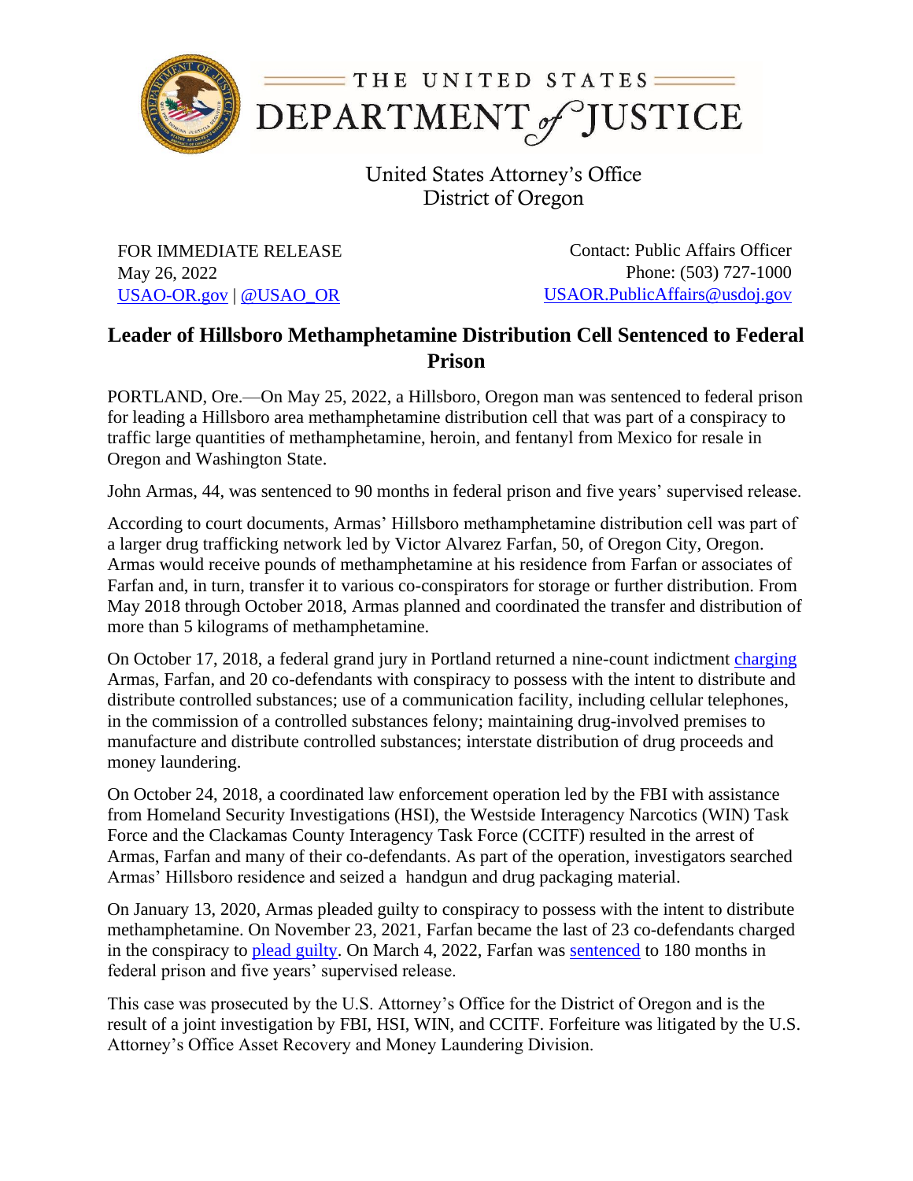THE UNITED STATES
DEPARTMENT of JUSTICE

United States Attorney's Office
District of Oregon

FOR IMMEDIATE RELEASE
May 26, 2022
USAO-OR.gov | @USAO_OR

Contact: Public Affairs Officer
Phone: (503) 727-1000
USAOR.PublicAffairs@usdoj.gov

# Leader of Hillsboro Methamphetamine Distribution Cell Sentenced to Federal Prison

PORTLAND, Ore.—On May 25, 2022, a Hillsboro, Oregon man was sentenced to federal prison for leading a Hillsboro area methamphetamine distribution cell that was part of a conspiracy to traffic large quantities of methamphetamine, heroin, and fentanyl from Mexico for resale in Oregon and Washington State.

John Armas, 44, was sentenced to 90 months in federal prison and five years' supervised release.

According to court documents, Armas' Hillsboro methamphetamine distribution cell was part of a larger drug trafficking network led by Victor Alvarez Farfan, 50, of Oregon City, Oregon. Armas would receive pounds of methamphetamine at his residence from Farfan or associates of Farfan and, in turn, transfer it to various co-conspirators for storage or further distribution. From May 2018 through October 2018, Armas planned and coordinated the transfer and distribution of more than 5 kilograms of methamphetamine.

On October 17, 2018, a federal grand jury in Portland returned a nine-count indictment charging Armas, Farfan, and 20 co-defendants with conspiracy to possess with the intent to distribute and distribute controlled substances; use of a communication facility, including cellular telephones, in the commission of a controlled substances felony; maintaining drug-involved premises to manufacture and distribute controlled substances; interstate distribution of drug proceeds and money laundering.

On October 24, 2018, a coordinated law enforcement operation led by the FBI with assistance from Homeland Security Investigations (HSI), the Westside Interagency Narcotics (WIN) Task Force and the Clackamas County Interagency Task Force (CCITF) resulted in the arrest of Armas, Farfan and many of their co-defendants. As part of the operation, investigators searched Armas' Hillsboro residence and seized a handgun and drug packaging material.

On January 13, 2020, Armas pleaded guilty to conspiracy to possess with the intent to distribute methamphetamine. On November 23, 2021, Farfan became the last of 23 co-defendants charged in the conspiracy to plead guilty. On March 4, 2022, Farfan was sentenced to 180 months in federal prison and five years' supervised release.

This case was prosecuted by the U.S. Attorney's Office for the District of Oregon and is the result of a joint investigation by FBI, HSI, WIN, and CCITF. Forfeiture was litigated by the U.S. Attorney's Office Asset Recovery and Money Laundering Division.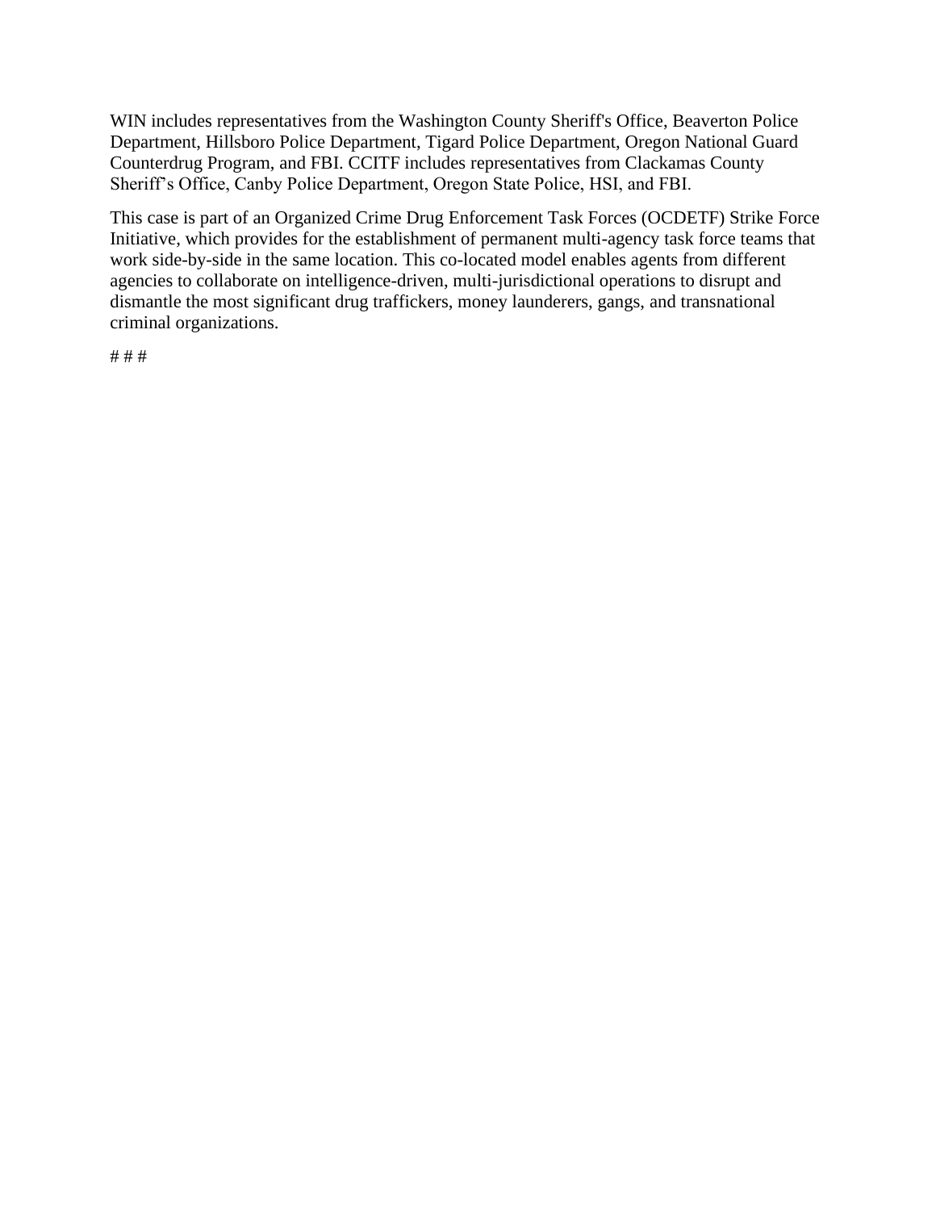WIN includes representatives from the Washington County Sheriff's Office, Beaverton Police Department, Hillsboro Police Department, Tigard Police Department, Oregon National Guard Counterdrug Program, and FBI. CCITF includes representatives from Clackamas County Sheriff’s Office, Canby Police Department, Oregon State Police, HSI, and FBI.

This case is part of an Organized Crime Drug Enforcement Task Forces (OCDETF) Strike Force Initiative, which provides for the establishment of permanent multi-agency task force teams that work side-by-side in the same location. This co-located model enables agents from different agencies to collaborate on intelligence-driven, multi-jurisdictional operations to disrupt and dismantle the most significant drug traffickers, money launderers, gangs, and transnational criminal organizations.

# # #